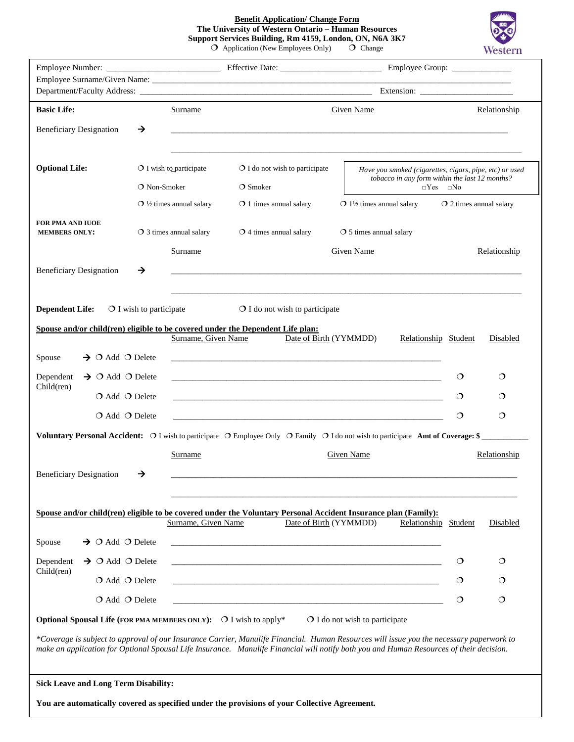**Benefit Application/ Change Form**
**The University of Western Ontario – Human Resources**
**Support Services Building, Rm 4159, London, ON, N6A 3K7**

❍ Application (New Employees Only) ❍ Change

Western

Employee Number: ___________________________ Effective Date: ________________________ Employee Group: ______________

Employee Surname/Given Name: ______________________________________________________________________________

Department/Faculty Address: _______________________________________________________ Extension: ______________________

---

**Basic Life:**

| | Surname | Given Name | Relationship |
|---|---|---|---|
| Beneficiary Designation → | | | |
| | | | |

**Optional Life:** ❍ I wish to participate ❍ I do not wish to participate

*Have you smoked (cigarettes, cigars, pipe, etc) or used tobacco in any form within the last 12 months?* □Yes □No

❍ Non-Smoker ❍ Smoker

❍ ½ times annual salary ❍ 1 times annual salary ❍ 1½ times annual salary ❍ 2 times annual salary

**FOR PMA AND IUOE MEMBERS ONLY:** ❍ 3 times annual salary ❍ 4 times annual salary ❍ 5 times annual salary

| | Surname | Given Name | Relationship |
|---|---|---|---|
| Beneficiary Designation → | | | |
| | | | |

**Dependent Life:** ❍ I wish to participate ❍ I do not wish to participate

**Spouse and/or child(ren) eligible to be covered under the Dependent Life plan:**

| | | Surname, Given Name | Date of Birth (YYMMDD) | Relationship | Student | Disabled |
|---|---|---|---|---|---|---|
| Spouse | → ❍ Add ❍ Delete | | | | | |
| Dependent Child(ren) | → ❍ Add ❍ Delete | | | | ❍ | ❍ |
| | ❍ Add ❍ Delete | | | | ❍ | ❍ |
| | ❍ Add ❍ Delete | | | | ❍ | ❍ |

**Voluntary Personal Accident:** ❍ I wish to participate ❍ Employee Only ❍ Family ❍ I do not wish to participate **Amt of Coverage: $ ___________**

| | Surname | Given Name | Relationship |
|---|---|---|---|
| Beneficiary Designation → | | | |
| | | | |

**Spouse and/or child(ren) eligible to be covered under the Voluntary Personal Accident Insurance plan (Family):**

| | | Surname, Given Name | Date of Birth (YYMMDD) | Relationship | Student | Disabled |
|---|---|---|---|---|---|---|
| Spouse | → ❍ Add ❍ Delete | | | | | |
| Dependent Child(ren) | → ❍ Add ❍ Delete | | | | ❍ | ❍ |
| | ❍ Add ❍ Delete | | | | ❍ | ❍ |
| | ❍ Add ❍ Delete | | | | ❍ | ❍ |

**Optional Spousal Life (FOR PMA MEMBERS ONLY):** ❍ I wish to apply* ❍ I do not wish to participate

*\*Coverage is subject to approval of our Insurance Carrier, Manulife Financial. Human Resources will issue you the necessary paperwork to make an application for Optional Spousal Life Insurance. Manulife Financial will notify both you and Human Resources of their decision.*

---

**Sick Leave and Long Term Disability:**

**You are automatically covered as specified under the provisions of your Collective Agreement.**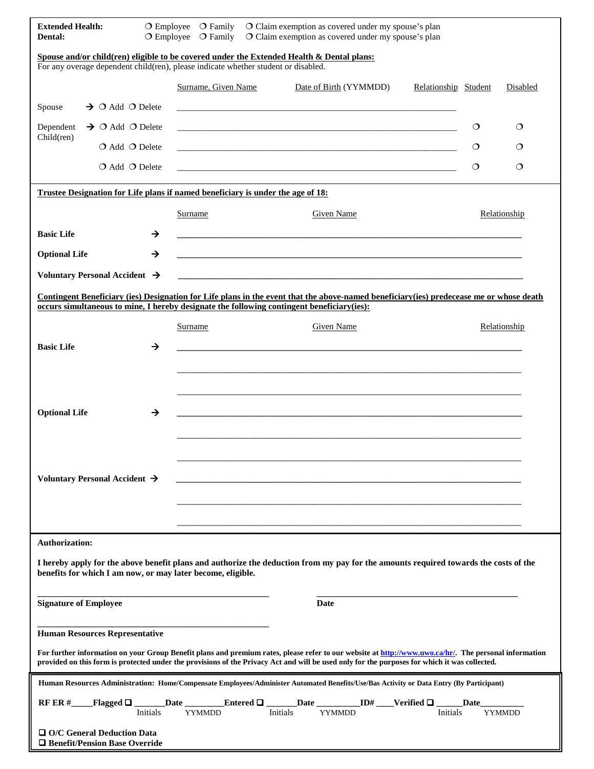**Extended Health:** ❍ Employee ❍ Family ❍ Claim exemption as covered under my spouse's plan
**Dental:** ❍ Employee ❍ Family ❍ Claim exemption as covered under my spouse's plan

**Spouse and/or child(ren) eligible to be covered under the Extended Health & Dental plans:**
For any overage dependent child(ren), please indicate whether student or disabled.

| | | Surname, Given Name | Date of Birth (YYMMDD) | Relationship | Student | Disabled |
|---|---|---|---|---|---|---|
| Spouse | → ❍ Add ❍ Delete | ______________ | ______________ | ______________ | | |
| Dependent Child(ren) | → ❍ Add ❍ Delete | ______________ | ______________ | ______________ | ❍ | ❍ |
| | ❍ Add ❍ Delete | ______________ | ______________ | ______________ | ❍ | ❍ |
| | ❍ Add ❍ Delete | ______________ | ______________ | ______________ | ❍ | ❍ |

**Trustee Designation for Life plans if named beneficiary is under the age of 18:**

| | Surname | Given Name | Relationship |
|---|---|---|---|
| **Basic Life** → | ______________ | ______________ | ______________ |
| **Optional Life** → | ______________ | ______________ | ______________ |
| **Voluntary Personal Accident** → | ______________ | ______________ | ______________ |

**Contingent Beneficiary (ies) Designation for Life plans in the event that the above-named beneficiary(ies) predecease me or whose death occurs simultaneous to mine, I hereby designate the following contingent beneficiary(ies):**

| | Surname | Given Name | Relationship |
|---|---|---|---|
| **Basic Life** → | ______________ | ______________ | ______________ |
| | ______________ | ______________ | ______________ |
| | ______________ | ______________ | ______________ |
| **Optional Life** → | ______________ | ______________ | ______________ |
| | ______________ | ______________ | ______________ |
| | ______________ | ______________ | ______________ |
| **Voluntary Personal Accident** → | ______________ | ______________ | ______________ |
| | ______________ | ______________ | ______________ |
| | ______________ | ______________ | ______________ |

**Authorization:**

**I hereby apply for the above benefit plans and authorize the deduction from my pay for the amounts required towards the costs of the benefits for which I am now, or may later become, eligible.**

______________________________ ______________________________
**Signature of Employee** **Date**

______________________________
**Human Resources Representative**

**For further information on your Group Benefit plans and premium rates, please refer to our website at [http://www.uwo.ca/hr/](http://www.uwo.ca/hr/). The personal information provided on this form is protected under the provisions of the Privacy Act and will be used only for the purposes for which it was collected.**

**Human Resources Administration: Home/Compensate Employees/Administer Automated Benefits/Use/Bas Activity or Data Entry (By Participant)**

**RF ER #**_____ **Flagged** ❑ _______ **Date** ________ **Entered** ❑ _______ **Date** _________ **ID#** ____ **Verified** ❑ ______ **Date**_________
Initials YYMMDD Initials YYMMDD Initials YYMMDD

❑ **O/C General Deduction Data**
❑ **Benefit/Pension Base Override**